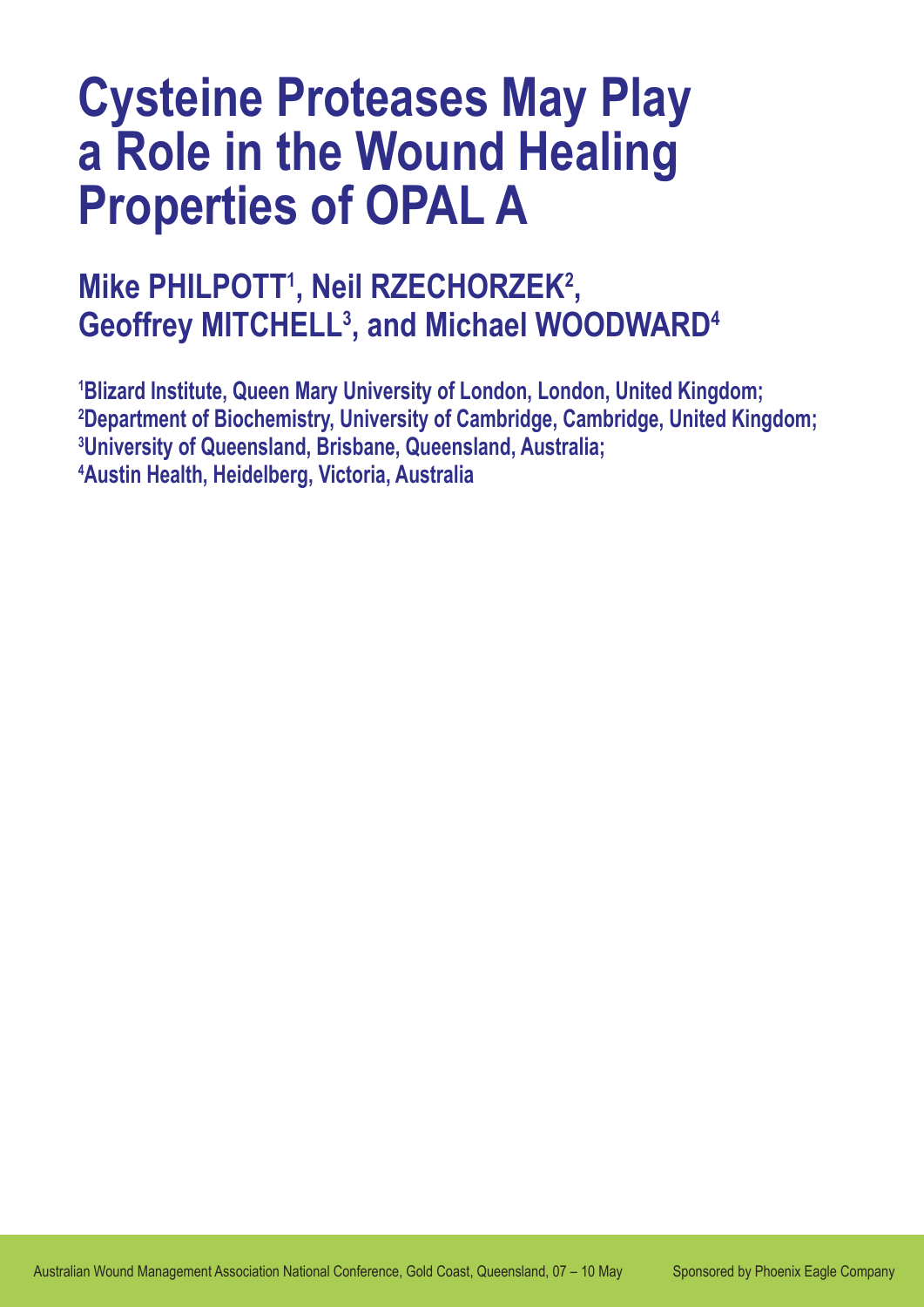# Cysteine Proteases May Play a Role in the Wound Healing Properties of OPAL A

## Mike PHILPOTT[1], Neil RZECHORZEK[2], Geoffrey MITCHELL[3], and Michael WOODWARD[4]

[1]Blizard Institute, Queen Mary University of London, London, United Kingdom;
[2]Department of Biochemistry, University of Cambridge, Cambridge, United Kingdom;
[3]University of Queensland, Brisbane, Queensland, Australia;
[4]Austin Health, Heidelberg, Victoria, Australia

Australian Wound Management Association National Conference, Gold Coast, Queensland, 07 – 10 May

Sponsored by Phoenix Eagle Company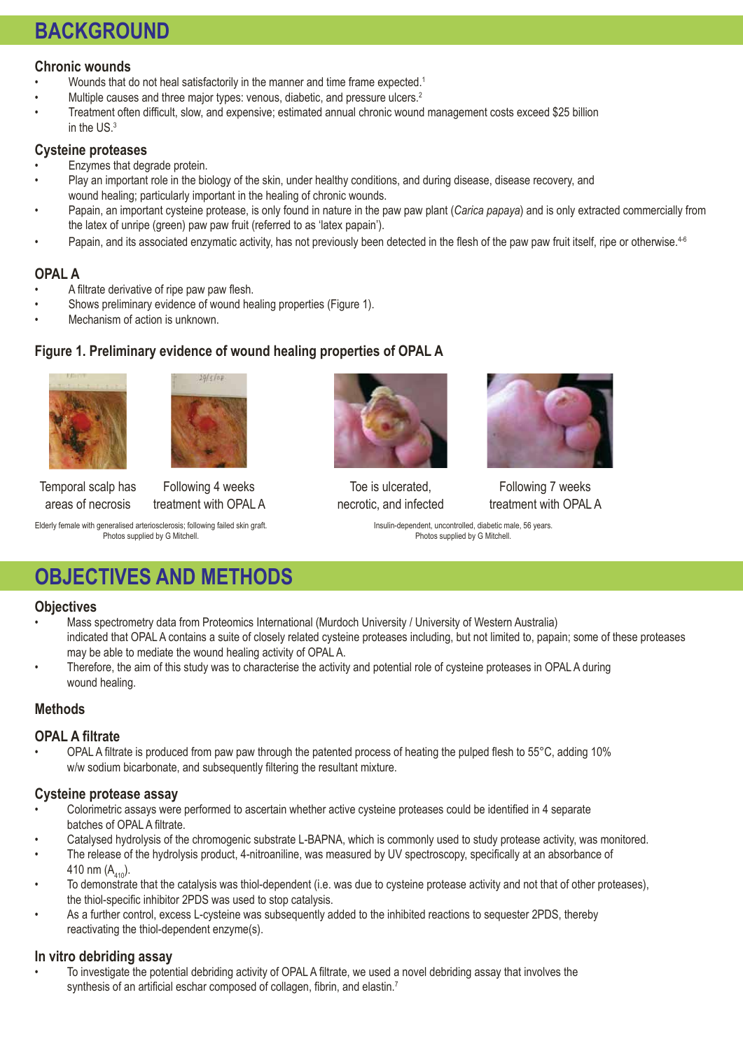# BACKGROUND

## Chronic wounds

- Wounds that do not heal satisfactorily in the manner and time frame expected.[1]
- Multiple causes and three major types: venous, diabetic, and pressure ulcers.[2]
- Treatment often difficult, slow, and expensive; estimated annual chronic wound management costs exceed $25 billion in the US.[3]

## Cysteine proteases

- Enzymes that degrade protein.
- Play an important role in the biology of the skin, under healthy conditions, and during disease, disease recovery, and wound healing; particularly important in the healing of chronic wounds.
- Papain, an important cysteine protease, is only found in nature in the paw paw plant (*Carica papaya*) and is only extracted commercially from the latex of unripe (green) paw paw fruit (referred to as 'latex papain').
- Papain, and its associated enzymatic activity, has not previously been detected in the flesh of the paw paw fruit itself, ripe or otherwise.[4-6]

## OPAL A

- A filtrate derivative of ripe paw paw flesh.
- Shows preliminary evidence of wound healing properties (Figure 1).
- Mechanism of action is unknown.

### Figure 1. Preliminary evidence of wound healing properties of OPAL A

Temporal scalp has areas of necrosis

Following 4 weeks treatment with OPAL A

Elderly female with generalised arteriosclerosis; following failed skin graft. Photos supplied by G Mitchell.

Toe is ulcerated, necrotic, and infected

Following 7 weeks treatment with OPAL A

Insulin-dependent, uncontrolled, diabetic male, 56 years. Photos supplied by G Mitchell.

# OBJECTIVES AND METHODS

## Objectives

- Mass spectrometry data from Proteomics International (Murdoch University / University of Western Australia) indicated that OPAL A contains a suite of closely related cysteine proteases including, but not limited to, papain; some of these proteases may be able to mediate the wound healing activity of OPAL A.
- Therefore, the aim of this study was to characterise the activity and potential role of cysteine proteases in OPAL A during wound healing.

## Methods

### OPAL A filtrate

- OPAL A filtrate is produced from paw paw through the patented process of heating the pulped flesh to 55°C, adding 10% w/w sodium bicarbonate, and subsequently filtering the resultant mixture.

### Cysteine protease assay

- Colorimetric assays were performed to ascertain whether active cysteine proteases could be identified in 4 separate batches of OPAL A filtrate.
- Catalysed hydrolysis of the chromogenic substrate L-BAPNA, which is commonly used to study protease activity, was monitored.
- The release of the hydrolysis product, 4-nitroaniline, was measured by UV spectroscopy, specifically at an absorbance of 410 nm ($A_{410}$).
- To demonstrate that the catalysis was thiol-dependent (i.e. was due to cysteine protease activity and not that of other proteases), the thiol-specific inhibitor 2PDS was used to stop catalysis.
- As a further control, excess L-cysteine was subsequently added to the inhibited reactions to sequester 2PDS, thereby reactivating the thiol-dependent enzyme(s).

### In vitro debriding assay

- To investigate the potential debriding activity of OPAL A filtrate, we used a novel debriding assay that involves the synthesis of an artificial eschar composed of collagen, fibrin, and elastin.[7]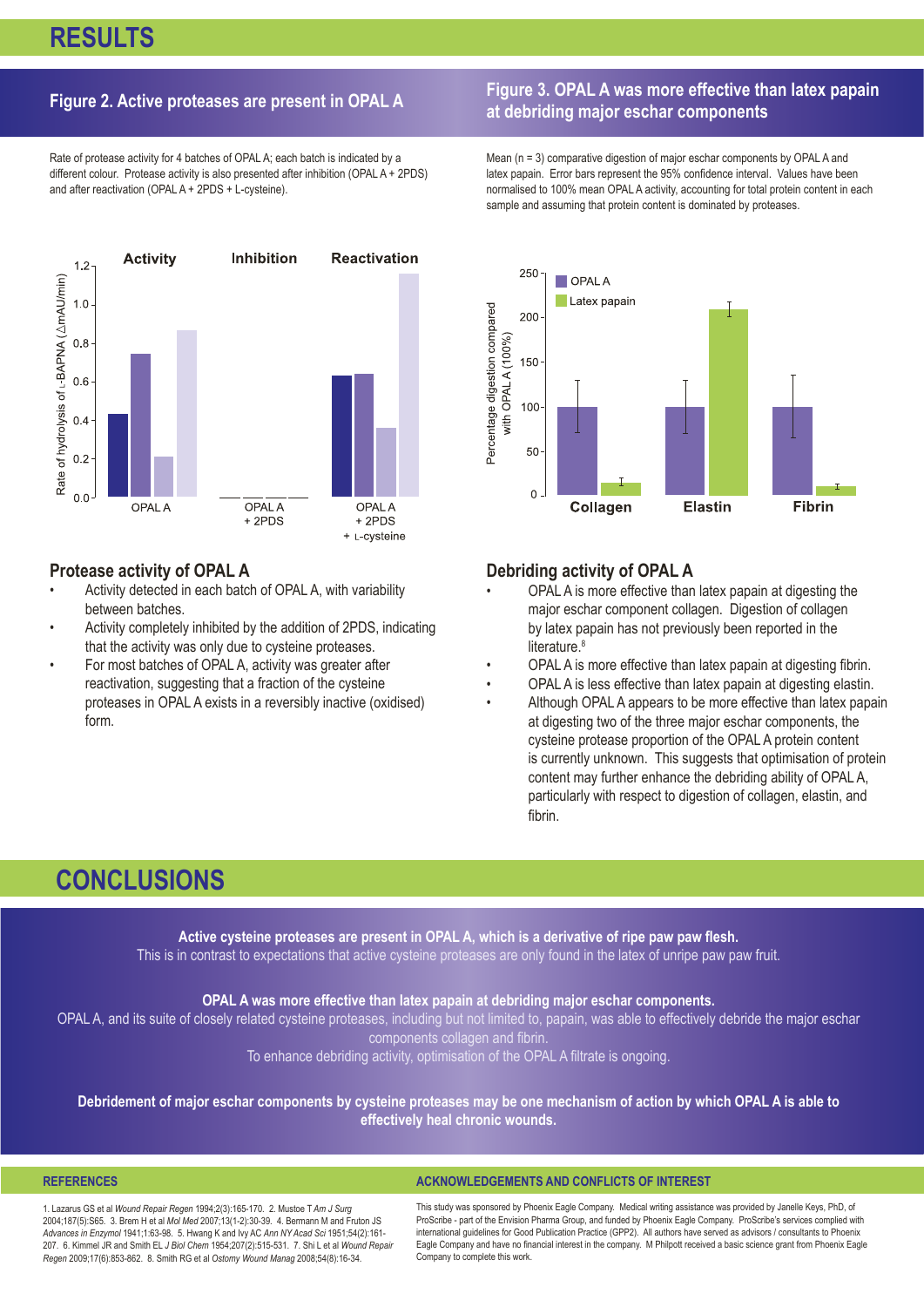# RESULTS

## Figure 2. Active proteases are present in OPAL A

Rate of protease activity for 4 batches of OPAL A; each batch is indicated by a different colour. Protease activity is also presented after inhibition (OPAL A + 2PDS) and after reactivation (OPAL A + 2PDS + L-cysteine).

Activity
Inhibition
Reactivation

Rate of hydrolysis of L-BAPNA (ΔmAU/min)

1.2
1.0
0.8
0.6
0.4
0.2
0.0

OPAL A
OPAL A + 2PDS
OPAL A + 2PDS + L-cysteine

### Protease activity of OPAL A

- Activity detected in each batch of OPAL A, with variability between batches.
- Activity completely inhibited by the addition of 2PDS, indicating that the activity was only due to cysteine proteases.
- For most batches of OPAL A, activity was greater after reactivation, suggesting that a fraction of the cysteine proteases in OPAL A exists in a reversibly inactive (oxidised) form.

## Figure 3. OPAL A was more effective than latex papain at debriding major eschar components

Mean (n = 3) comparative digestion of major eschar components by OPAL A and latex papain. Error bars represent the 95% confidence interval. Values have been normalised to 100% mean OPAL A activity, accounting for total protein content in each sample and assuming that protein content is dominated by proteases.

Percentage digestion compared with OPAL A (100%)

250
200
150
100
50
0

OPAL A
Latex papain

Collagen
Elastin
Fibrin

### Debriding activity of OPAL A

- OPAL A is more effective than latex papain at digesting the major eschar component collagen. Digestion of collagen by latex papain has not previously been reported in the literature.[8]
- OPAL A is more effective than latex papain at digesting fibrin.
- OPAL A is less effective than latex papain at digesting elastin.
- Although OPAL A appears to be more effective than latex papain at digesting two of the three major eschar components, the cysteine protease proportion of the OPAL A protein content is currently unknown. This suggests that optimisation of protein content may further enhance the debriding ability of OPAL A, particularly with respect to digestion of collagen, elastin, and fibrin.

# CONCLUSIONS

**Active cysteine proteases are present in OPAL A, which is a derivative of ripe paw paw flesh.**
This is in contrast to expectations that active cysteine proteases are only found in the latex of unripe paw paw fruit.

**OPAL A was more effective than latex papain at debriding major eschar components.**
OPAL A, and its suite of closely related cysteine proteases, including but not limited to, papain, was able to effectively debride the major eschar components collagen and fibrin.
To enhance debriding activity, optimisation of the OPAL A filtrate is ongoing.

**Debridement of major eschar components by cysteine proteases may be one mechanism of action by which OPAL A is able to effectively heal chronic wounds.**

## REFERENCES

1. Lazarus GS et al *Wound Repair Regen* 1994;2(3):165-170. 2. Mustoe T *Am J Surg* 2004;187(5):S65. 3. Brem H et al *Mol Med* 2007;13(1-2):30-39. 4. Bermann M and Fruton JS *Advances in Enzymol* 1941;1:63-98. 5. Hwang K and Ivy AC *Ann NY Acad Sci* 1951;54(2):161-207. 6. Kimmel JR and Smith EL *J Biol Chem* 1954;207(2):515-531. 7. Shi L et al *Wound Repair Regen* 2009;17(6):853-862. 8. Smith RG et al *Ostomy Wound Manag* 2008;54(8):16-34.

## ACKNOWLEDGEMENTS AND CONFLICTS OF INTEREST

This study was sponsored by Phoenix Eagle Company. Medical writing assistance was provided by Janelle Keys, PhD, of ProScribe - part of the Envision Pharma Group, and funded by Phoenix Eagle Company. ProScribe's services complied with international guidelines for Good Publication Practice (GPP2). All authors have served as advisors / consultants to Phoenix Eagle Company and have no financial interest in the company. M Philpott received a basic science grant from Phoenix Eagle Company to complete this work.